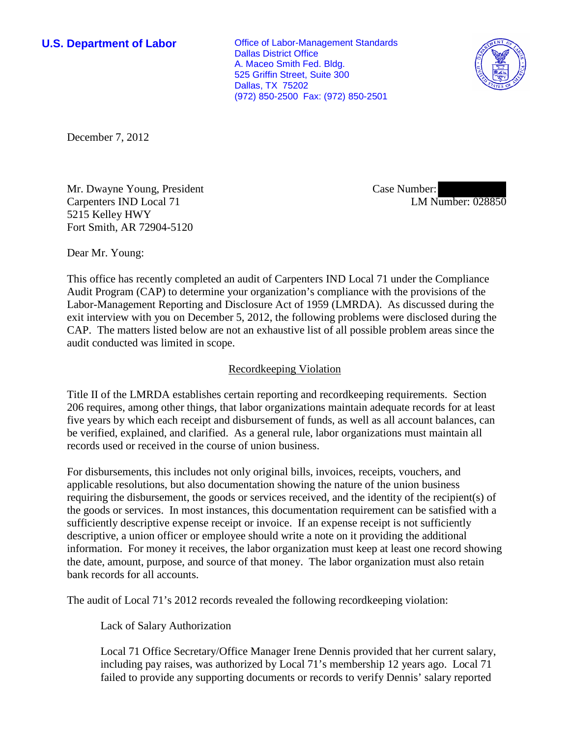**U.S. Department of Labor**

Office of Labor-Management Standards
Dallas District Office
A. Maceo Smith Fed. Bldg.
525 Griffin Street, Suite 300
Dallas, TX 75202
(972) 850-2500 Fax: (972) 850-2501

December 7, 2012

Mr. Dwayne Young, President
Carpenters IND Local 71
5215 Kelley HWY
Fort Smith, AR 72904-5120

Case Number:
LM Number: 028850

Dear Mr. Young:

This office has recently completed an audit of Carpenters IND Local 71 under the Compliance Audit Program (CAP) to determine your organization's compliance with the provisions of the Labor-Management Reporting and Disclosure Act of 1959 (LMRDA). As discussed during the exit interview with you on December 5, 2012, the following problems were disclosed during the CAP. The matters listed below are not an exhaustive list of all possible problem areas since the audit conducted was limited in scope.

## Recordkeeping Violation

Title II of the LMRDA establishes certain reporting and recordkeeping requirements. Section 206 requires, among other things, that labor organizations maintain adequate records for at least five years by which each receipt and disbursement of funds, as well as all account balances, can be verified, explained, and clarified. As a general rule, labor organizations must maintain all records used or received in the course of union business.

For disbursements, this includes not only original bills, invoices, receipts, vouchers, and applicable resolutions, but also documentation showing the nature of the union business requiring the disbursement, the goods or services received, and the identity of the recipient(s) of the goods or services. In most instances, this documentation requirement can be satisfied with a sufficiently descriptive expense receipt or invoice. If an expense receipt is not sufficiently descriptive, a union officer or employee should write a note on it providing the additional information. For money it receives, the labor organization must keep at least one record showing the date, amount, purpose, and source of that money. The labor organization must also retain bank records for all accounts.

The audit of Local 71's 2012 records revealed the following recordkeeping violation:

Lack of Salary Authorization

Local 71 Office Secretary/Office Manager Irene Dennis provided that her current salary, including pay raises, was authorized by Local 71's membership 12 years ago. Local 71 failed to provide any supporting documents or records to verify Dennis' salary reported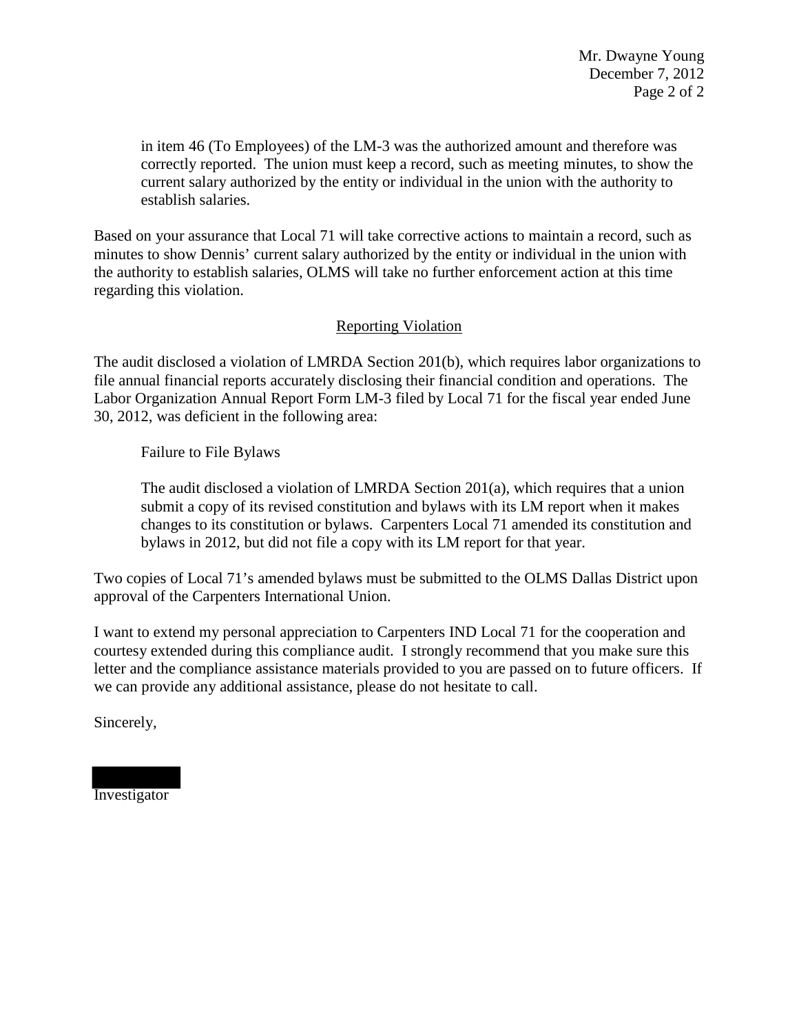in item 46 (To Employees) of the LM-3 was the authorized amount and therefore was correctly reported. The union must keep a record, such as meeting minutes, to show the current salary authorized by the entity or individual in the union with the authority to establish salaries.

Based on your assurance that Local 71 will take corrective actions to maintain a record, such as minutes to show Dennis' current salary authorized by the entity or individual in the union with the authority to establish salaries, OLMS will take no further enforcement action at this time regarding this violation.

## Reporting Violation

The audit disclosed a violation of LMRDA Section 201(b), which requires labor organizations to file annual financial reports accurately disclosing their financial condition and operations. The Labor Organization Annual Report Form LM-3 filed by Local 71 for the fiscal year ended June 30, 2012, was deficient in the following area:

Failure to File Bylaws

The audit disclosed a violation of LMRDA Section 201(a), which requires that a union submit a copy of its revised constitution and bylaws with its LM report when it makes changes to its constitution or bylaws. Carpenters Local 71 amended its constitution and bylaws in 2012, but did not file a copy with its LM report for that year.

Two copies of Local 71's amended bylaws must be submitted to the OLMS Dallas District upon approval of the Carpenters International Union.

I want to extend my personal appreciation to Carpenters IND Local 71 for the cooperation and courtesy extended during this compliance audit. I strongly recommend that you make sure this letter and the compliance assistance materials provided to you are passed on to future officers. If we can provide any additional assistance, please do not hesitate to call.

Sincerely,

Investigator